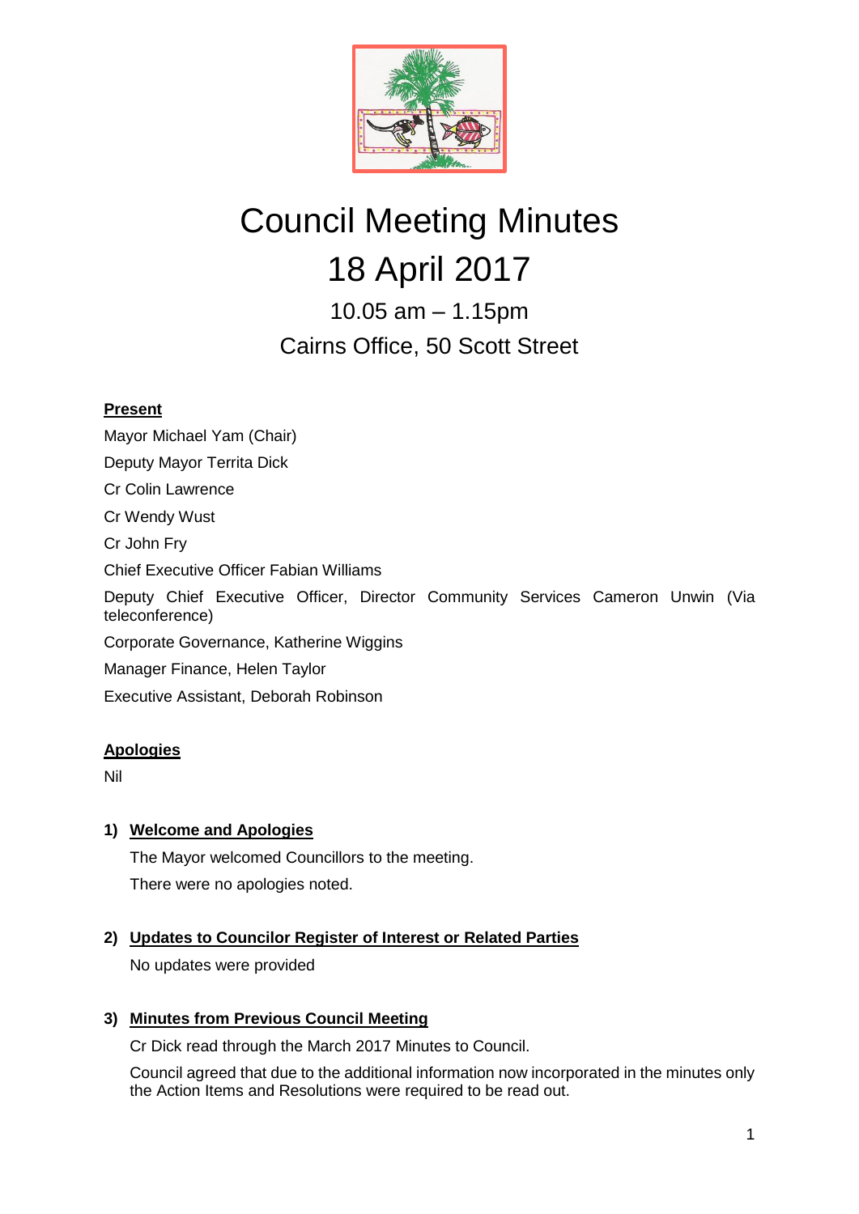# Council Meeting Minutes

# 18 April 2017

## 10.05 am – 1.15pm

## Cairns Office, 50 Scott Street

**Present**

Mayor Michael Yam (Chair)

Deputy Mayor Territa Dick

Cr Colin Lawrence

Cr Wendy Wust

Cr John Fry

Chief Executive Officer Fabian Williams

Deputy Chief Executive Officer, Director Community Services Cameron Unwin (Via teleconference)

Corporate Governance, Katherine Wiggins

Manager Finance, Helen Taylor

Executive Assistant, Deborah Robinson

**Apologies**

Nil

1) **Welcome and Apologies**

   The Mayor welcomed Councillors to the meeting.

   There were no apologies noted.

2) **Updates to Councilor Register of Interest or Related Parties**

   No updates were provided

3) **Minutes from Previous Council Meeting**

   Cr Dick read through the March 2017 Minutes to Council.

   Council agreed that due to the additional information now incorporated in the minutes only the Action Items and Resolutions were required to be read out.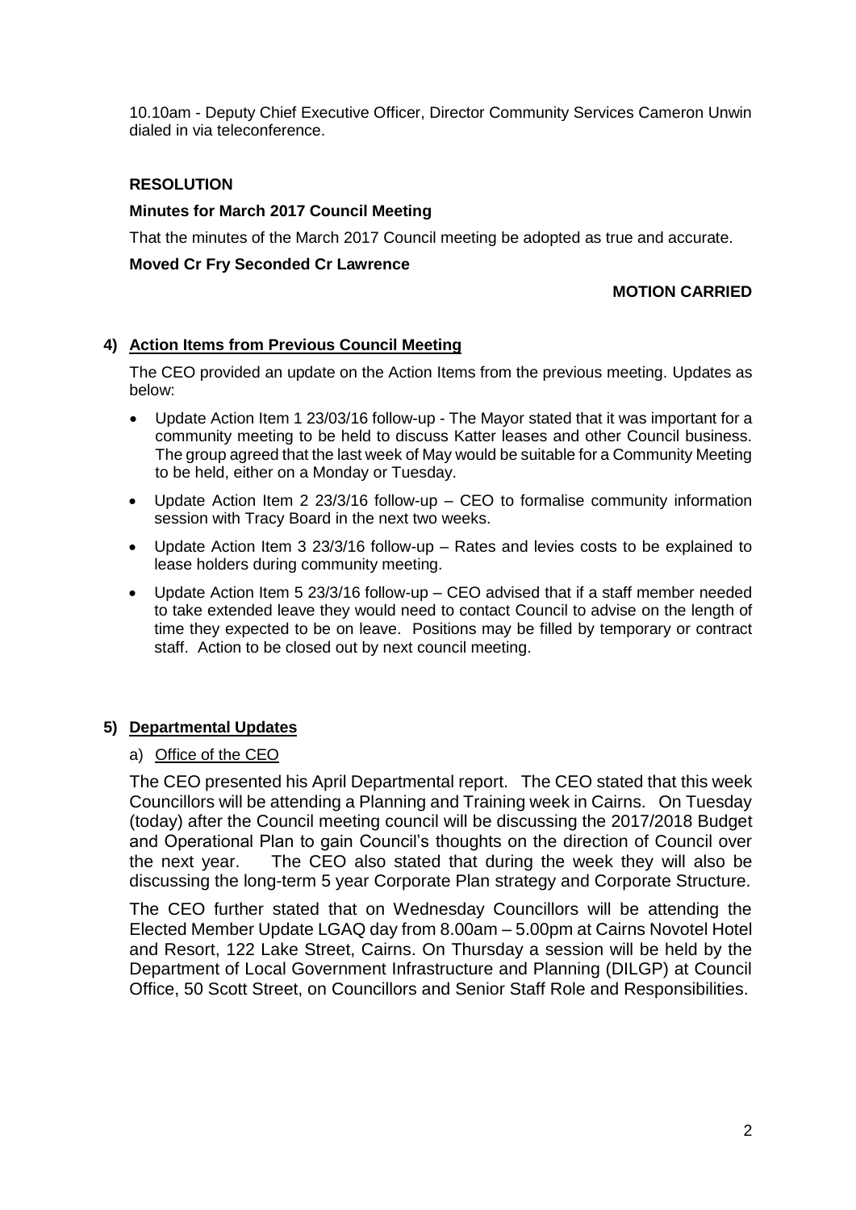10.10am - Deputy Chief Executive Officer, Director Community Services Cameron Unwin dialed in via teleconference.

**RESOLUTION**

**Minutes for March 2017 Council Meeting**

That the minutes of the March 2017 Council meeting be adopted as true and accurate.

**Moved Cr Fry Seconded Cr Lawrence**

**MOTION CARRIED**

## 4) Action Items from Previous Council Meeting

The CEO provided an update on the Action Items from the previous meeting. Updates as below:

- Update Action Item 1 23/03/16 follow-up - The Mayor stated that it was important for a community meeting to be held to discuss Katter leases and other Council business. The group agreed that the last week of May would be suitable for a Community Meeting to be held, either on a Monday or Tuesday.
- Update Action Item 2 23/3/16 follow-up – CEO to formalise community information session with Tracy Board in the next two weeks.
- Update Action Item 3 23/3/16 follow-up – Rates and levies costs to be explained to lease holders during community meeting.
- Update Action Item 5 23/3/16 follow-up – CEO advised that if a staff member needed to take extended leave they would need to contact Council to advise on the length of time they expected to be on leave. Positions may be filled by temporary or contract staff. Action to be closed out by next council meeting.

## 5) Departmental Updates

### a) Office of the CEO

The CEO presented his April Departmental report. The CEO stated that this week Councillors will be attending a Planning and Training week in Cairns. On Tuesday (today) after the Council meeting council will be discussing the 2017/2018 Budget and Operational Plan to gain Council's thoughts on the direction of Council over the next year. The CEO also stated that during the week they will also be discussing the long-term 5 year Corporate Plan strategy and Corporate Structure.

The CEO further stated that on Wednesday Councillors will be attending the Elected Member Update LGAQ day from 8.00am – 5.00pm at Cairns Novotel Hotel and Resort, 122 Lake Street, Cairns. On Thursday a session will be held by the Department of Local Government Infrastructure and Planning (DILGP) at Council Office, 50 Scott Street, on Councillors and Senior Staff Role and Responsibilities.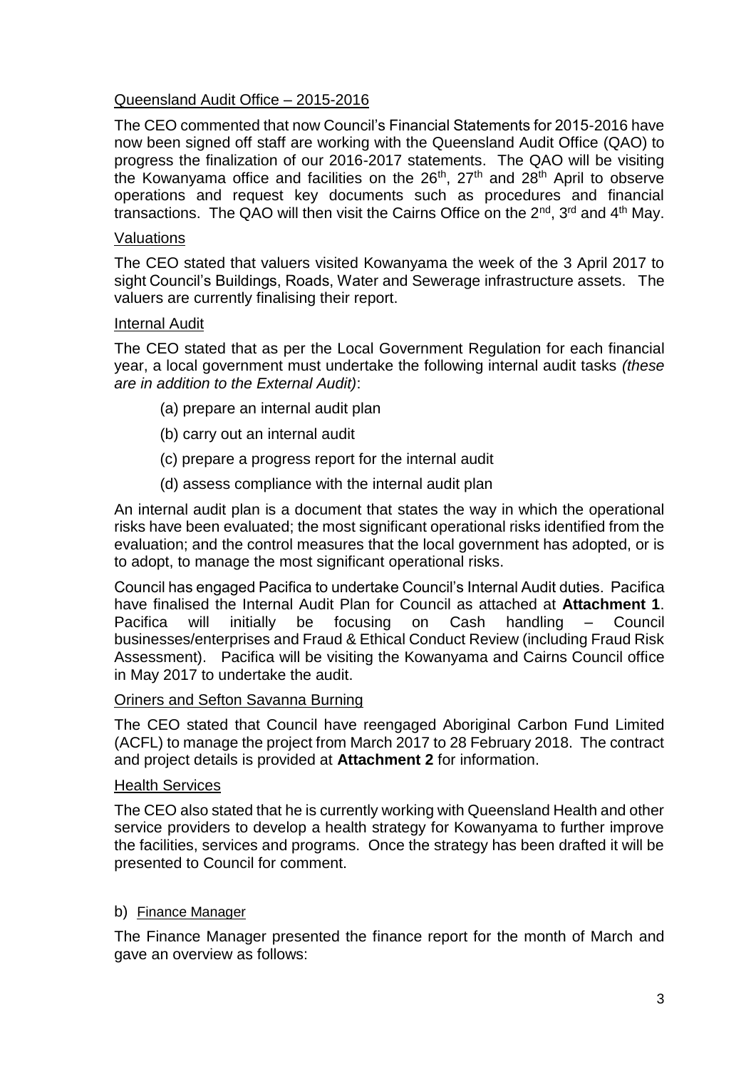Queensland Audit Office – 2015-2016

The CEO commented that now Council's Financial Statements for 2015-2016 have now been signed off staff are working with the Queensland Audit Office (QAO) to progress the finalization of our 2016-2017 statements. The QAO will be visiting the Kowanyama office and facilities on the 26th, 27th and 28th April to observe operations and request key documents such as procedures and financial transactions. The QAO will then visit the Cairns Office on the 2nd, 3rd and 4th May.

Valuations

The CEO stated that valuers visited Kowanyama the week of the 3 April 2017 to sight Council's Buildings, Roads, Water and Sewerage infrastructure assets. The valuers are currently finalising their report.

Internal Audit

The CEO stated that as per the Local Government Regulation for each financial year, a local government must undertake the following internal audit tasks *(these are in addition to the External Audit)*:

(a) prepare an internal audit plan

(b) carry out an internal audit

(c) prepare a progress report for the internal audit

(d) assess compliance with the internal audit plan

An internal audit plan is a document that states the way in which the operational risks have been evaluated; the most significant operational risks identified from the evaluation; and the control measures that the local government has adopted, or is to adopt, to manage the most significant operational risks.

Council has engaged Pacifica to undertake Council's Internal Audit duties. Pacifica have finalised the Internal Audit Plan for Council as attached at **Attachment 1**. Pacifica will initially be focusing on Cash handling – Council businesses/enterprises and Fraud & Ethical Conduct Review (including Fraud Risk Assessment). Pacifica will be visiting the Kowanyama and Cairns Council office in May 2017 to undertake the audit.

Oriners and Sefton Savanna Burning

The CEO stated that Council have reengaged Aboriginal Carbon Fund Limited (ACFL) to manage the project from March 2017 to 28 February 2018. The contract and project details is provided at **Attachment 2** for information.

Health Services

The CEO also stated that he is currently working with Queensland Health and other service providers to develop a health strategy for Kowanyama to further improve the facilities, services and programs. Once the strategy has been drafted it will be presented to Council for comment.

b) Finance Manager

The Finance Manager presented the finance report for the month of March and gave an overview as follows: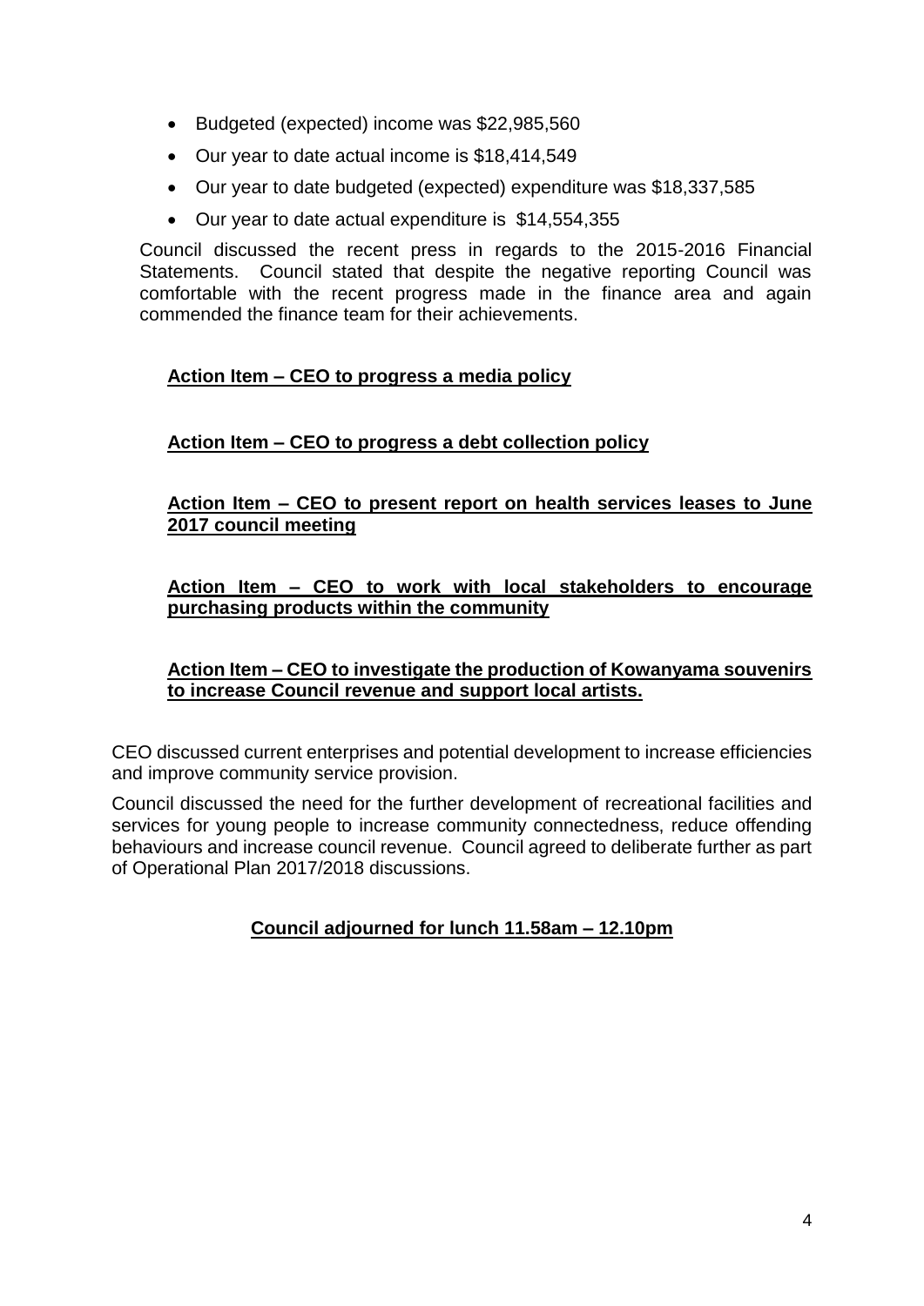- Budgeted (expected) income was $22,985,560
- Our year to date actual income is $18,414,549
- Our year to date budgeted (expected) expenditure was $18,337,585
- Our year to date actual expenditure is $14,554,355

Council discussed the recent press in regards to the 2015-2016 Financial Statements. Council stated that despite the negative reporting Council was comfortable with the recent progress made in the finance area and again commended the finance team for their achievements.

**Action Item – CEO to progress a media policy**

**Action Item – CEO to progress a debt collection policy**

**Action Item – CEO to present report on health services leases to June 2017 council meeting**

**Action Item – CEO to work with local stakeholders to encourage purchasing products within the community**

**Action Item – CEO to investigate the production of Kowanyama souvenirs to increase Council revenue and support local artists.**

CEO discussed current enterprises and potential development to increase efficiencies and improve community service provision.

Council discussed the need for the further development of recreational facilities and services for young people to increase community connectedness, reduce offending behaviours and increase council revenue. Council agreed to deliberate further as part of Operational Plan 2017/2018 discussions.

**Council adjourned for lunch 11.58am – 12.10pm**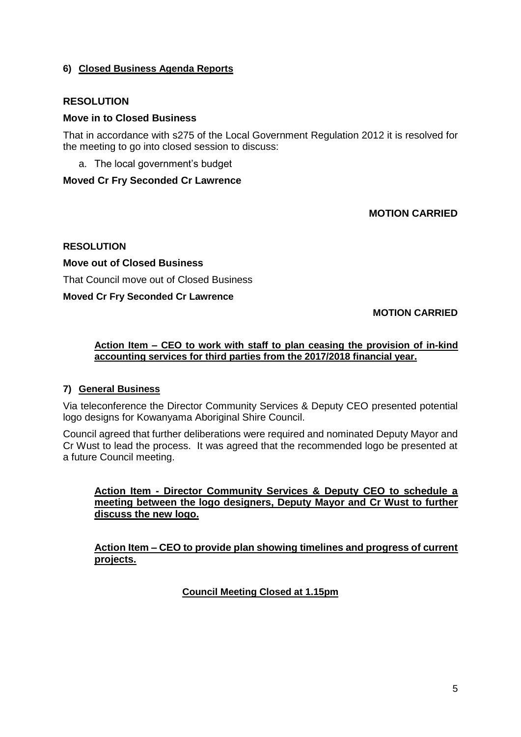## 6) Closed Business Agenda Reports

**RESOLUTION**

**Move in to Closed Business**

That in accordance with s275 of the Local Government Regulation 2012 it is resolved for the meeting to go into closed session to discuss:

a. The local government's budget

**Moved Cr Fry Seconded Cr Lawrence**

**MOTION CARRIED**

**RESOLUTION**

**Move out of Closed Business**

That Council move out of Closed Business

**Moved Cr Fry Seconded Cr Lawrence**

**MOTION CARRIED**

**Action Item – CEO to work with staff to plan ceasing the provision of in-kind accounting services for third parties from the 2017/2018 financial year.**

## 7) General Business

Via teleconference the Director Community Services & Deputy CEO presented potential logo designs for Kowanyama Aboriginal Shire Council.

Council agreed that further deliberations were required and nominated Deputy Mayor and Cr Wust to lead the process. It was agreed that the recommended logo be presented at a future Council meeting.

**Action Item - Director Community Services & Deputy CEO to schedule a meeting between the logo designers, Deputy Mayor and Cr Wust to further discuss the new logo.**

**Action Item – CEO to provide plan showing timelines and progress of current projects.**

**Council Meeting Closed at 1.15pm**